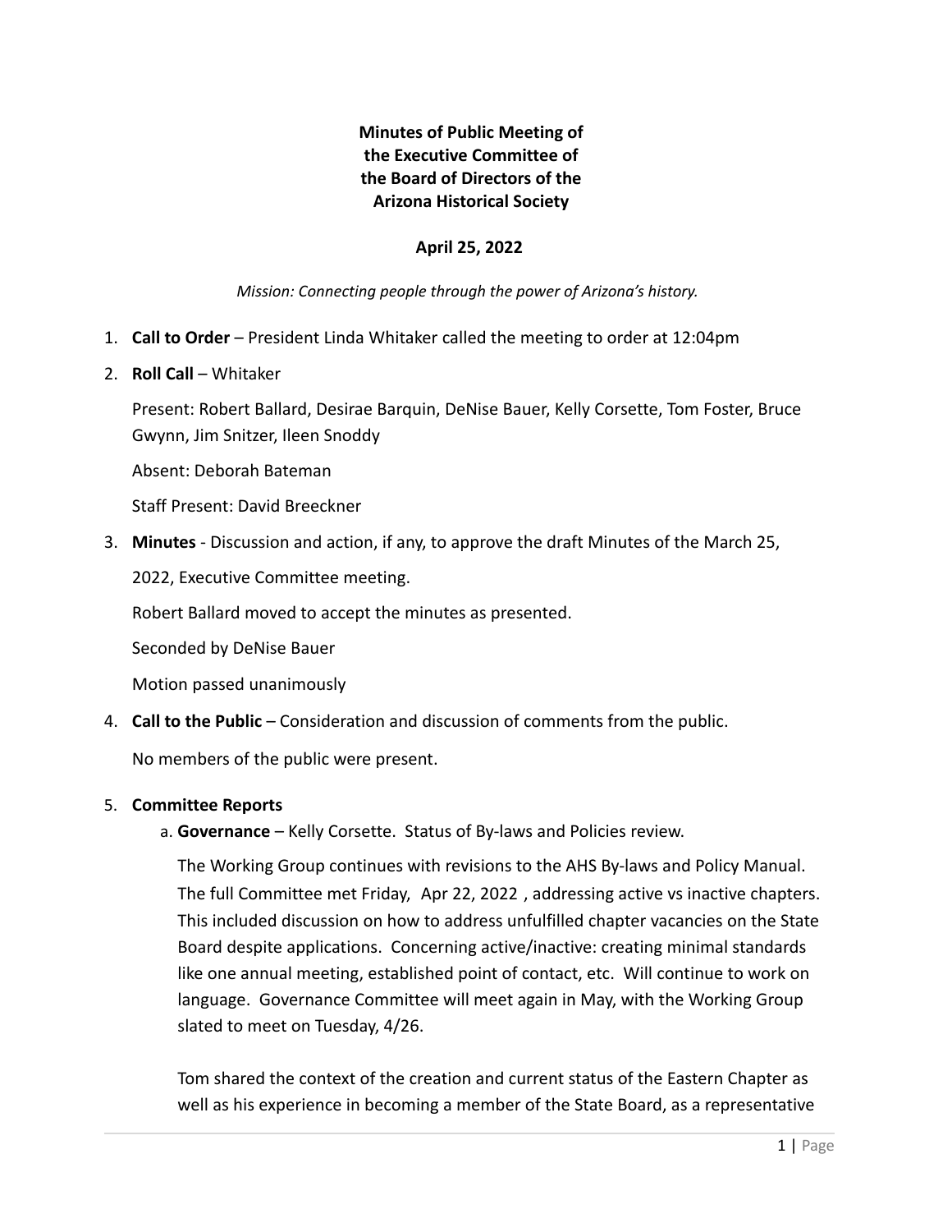**Minutes of Public Meeting of the Executive Committee of the Board of Directors of the Arizona Historical Society**

**April 25, 2022**

*Mission: Connecting people through the power of Arizona's history.*

1. **Call to Order** – President Linda Whitaker called the meeting to order at 12:04pm

2. **Roll Call** – Whitaker

   Present: Robert Ballard, Desirae Barquin, DeNise Bauer, Kelly Corsette, Tom Foster, Bruce Gwynn, Jim Snitzer, Ileen Snoddy

   Absent: Deborah Bateman

   Staff Present: David Breeckner

3. **Minutes** - Discussion and action, if any, to approve the draft Minutes of the March 25, 2022, Executive Committee meeting.

   Robert Ballard moved to accept the minutes as presented.

   Seconded by DeNise Bauer

   Motion passed unanimously

4. **Call to the Public** – Consideration and discussion of comments from the public.

   No members of the public were present.

5. **Committee Reports**

   a. **Governance** – Kelly Corsette. Status of By-laws and Policies review.

   The Working Group continues with revisions to the AHS By-laws and Policy Manual. The full Committee met Friday, Apr 22, 2022 , addressing active vs inactive chapters. This included discussion on how to address unfulfilled chapter vacancies on the State Board despite applications. Concerning active/inactive: creating minimal standards like one annual meeting, established point of contact, etc. Will continue to work on language. Governance Committee will meet again in May, with the Working Group slated to meet on Tuesday, 4/26.

   Tom shared the context of the creation and current status of the Eastern Chapter as well as his experience in becoming a member of the State Board, as a representative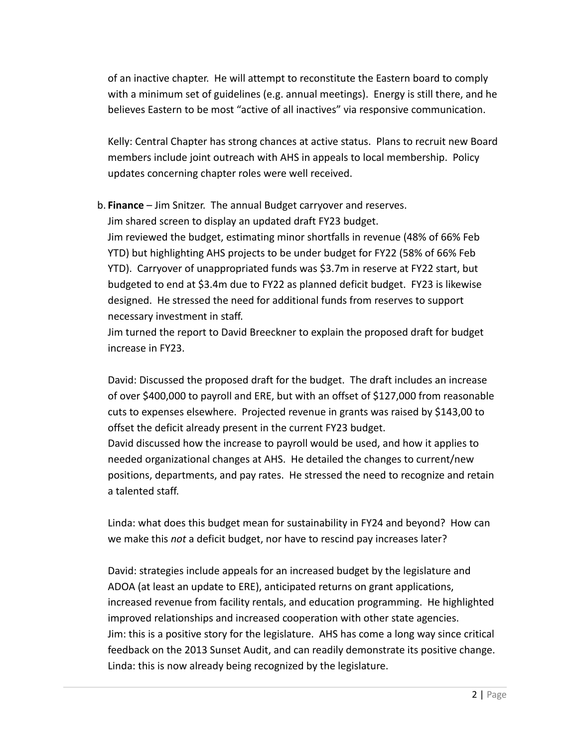of an inactive chapter. He will attempt to reconstitute the Eastern board to comply with a minimum set of guidelines (e.g. annual meetings). Energy is still there, and he believes Eastern to be most "active of all inactives" via responsive communication.

Kelly: Central Chapter has strong chances at active status. Plans to recruit new Board members include joint outreach with AHS in appeals to local membership. Policy updates concerning chapter roles were well received.

b. **Finance** – Jim Snitzer. The annual Budget carryover and reserves.
Jim shared screen to display an updated draft FY23 budget.
Jim reviewed the budget, estimating minor shortfalls in revenue (48% of 66% Feb YTD) but highlighting AHS projects to be under budget for FY22 (58% of 66% Feb YTD). Carryover of unappropriated funds was $3.7m in reserve at FY22 start, but budgeted to end at $3.4m due to FY22 as planned deficit budget. FY23 is likewise designed. He stressed the need for additional funds from reserves to support necessary investment in staff.
Jim turned the report to David Breeckner to explain the proposed draft for budget increase in FY23.

David: Discussed the proposed draft for the budget. The draft includes an increase of over $400,000 to payroll and ERE, but with an offset of $127,000 from reasonable cuts to expenses elsewhere. Projected revenue in grants was raised by $143,00 to offset the deficit already present in the current FY23 budget.
David discussed how the increase to payroll would be used, and how it applies to needed organizational changes at AHS. He detailed the changes to current/new positions, departments, and pay rates. He stressed the need to recognize and retain a talented staff.

Linda: what does this budget mean for sustainability in FY24 and beyond? How can we make this *not* a deficit budget, nor have to rescind pay increases later?

David: strategies include appeals for an increased budget by the legislature and ADOA (at least an update to ERE), anticipated returns on grant applications, increased revenue from facility rentals, and education programming. He highlighted improved relationships and increased cooperation with other state agencies.
Jim: this is a positive story for the legislature. AHS has come a long way since critical feedback on the 2013 Sunset Audit, and can readily demonstrate its positive change.
Linda: this is now already being recognized by the legislature.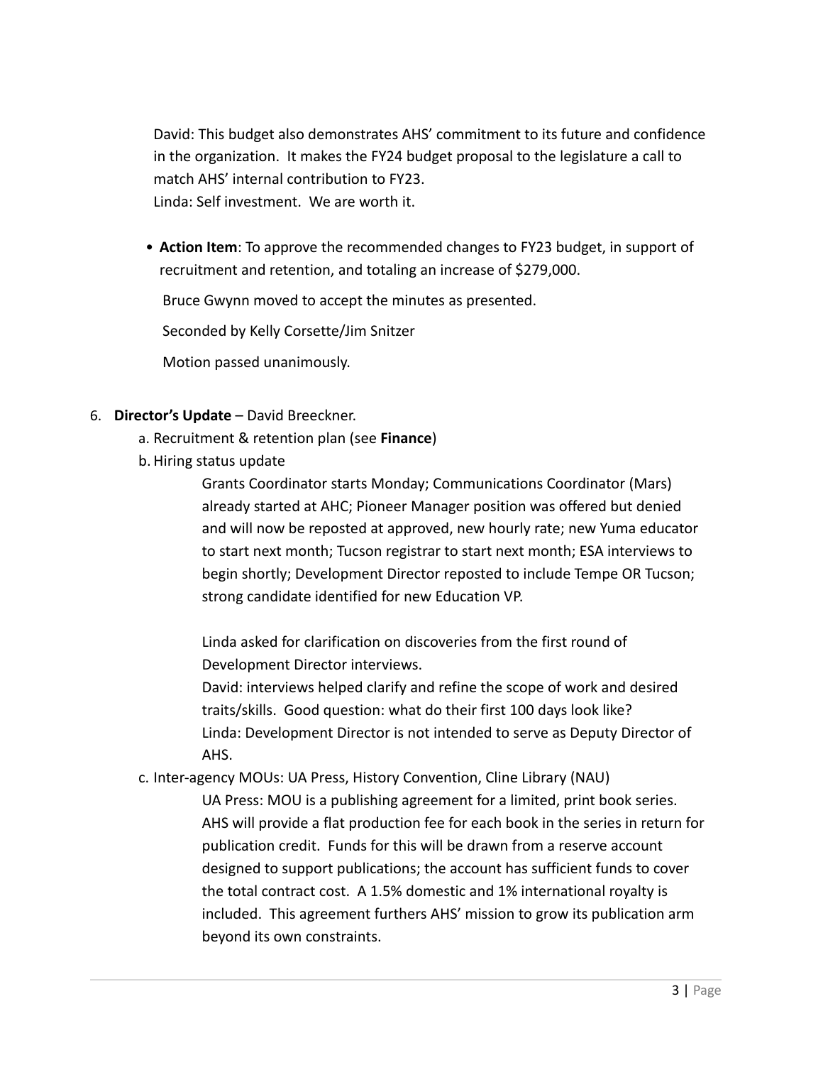David: This budget also demonstrates AHS' commitment to its future and confidence in the organization. It makes the FY24 budget proposal to the legislature a call to match AHS' internal contribution to FY23.
Linda: Self investment. We are worth it.

- **Action Item**: To approve the recommended changes to FY23 budget, in support of recruitment and retention, and totaling an increase of $279,000.

  Bruce Gwynn moved to accept the minutes as presented.

  Seconded by Kelly Corsette/Jim Snitzer

  Motion passed unanimously.

6. **Director's Update** – David Breeckner.
   a. Recruitment & retention plan (see **Finance**)
   b. Hiring status update

      Grants Coordinator starts Monday; Communications Coordinator (Mars) already started at AHC; Pioneer Manager position was offered but denied and will now be reposted at approved, new hourly rate; new Yuma educator to start next month; Tucson registrar to start next month; ESA interviews to begin shortly; Development Director reposted to include Tempe OR Tucson; strong candidate identified for new Education VP.

      Linda asked for clarification on discoveries from the first round of Development Director interviews.
      David: interviews helped clarify and refine the scope of work and desired traits/skills. Good question: what do their first 100 days look like?
      Linda: Development Director is not intended to serve as Deputy Director of AHS.
   c. Inter-agency MOUs: UA Press, History Convention, Cline Library (NAU)

      UA Press: MOU is a publishing agreement for a limited, print book series. AHS will provide a flat production fee for each book in the series in return for publication credit. Funds for this will be drawn from a reserve account designed to support publications; the account has sufficient funds to cover the total contract cost. A 1.5% domestic and 1% international royalty is included. This agreement furthers AHS' mission to grow its publication arm beyond its own constraints.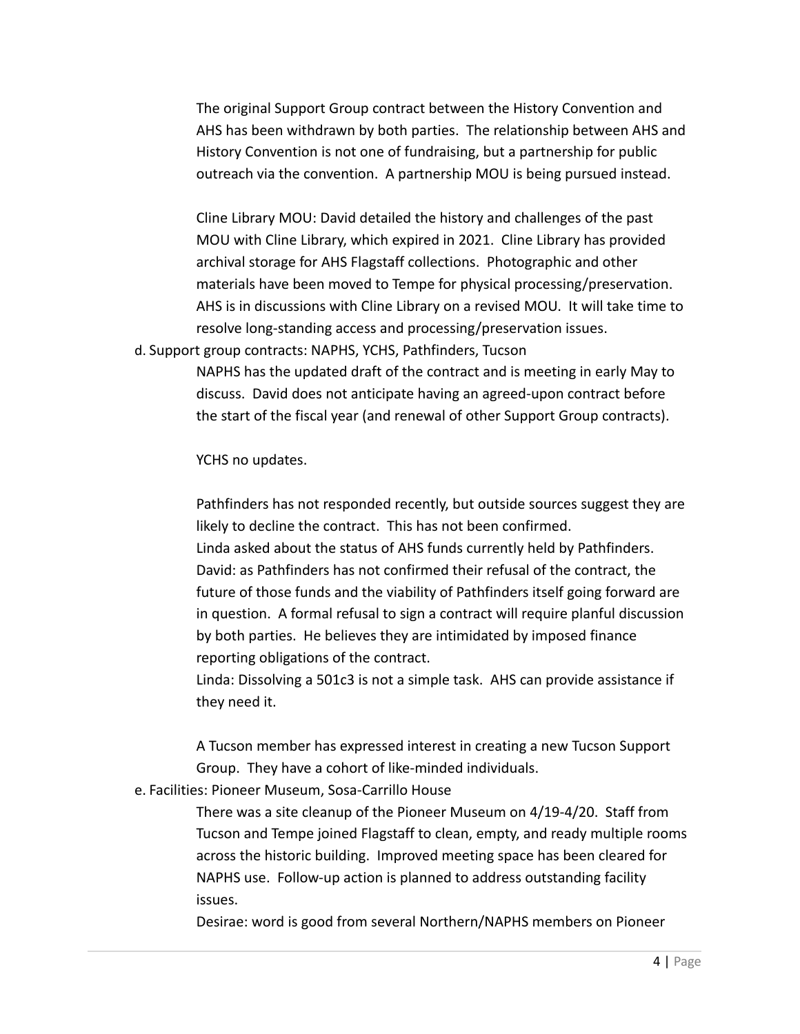The original Support Group contract between the History Convention and AHS has been withdrawn by both parties. The relationship between AHS and History Convention is not one of fundraising, but a partnership for public outreach via the convention. A partnership MOU is being pursued instead.

Cline Library MOU: David detailed the history and challenges of the past MOU with Cline Library, which expired in 2021. Cline Library has provided archival storage for AHS Flagstaff collections. Photographic and other materials have been moved to Tempe for physical processing/preservation. AHS is in discussions with Cline Library on a revised MOU. It will take time to resolve long-standing access and processing/preservation issues.

d. Support group contracts: NAPHS, YCHS, Pathfinders, Tucson

NAPHS has the updated draft of the contract and is meeting in early May to discuss. David does not anticipate having an agreed-upon contract before the start of the fiscal year (and renewal of other Support Group contracts).

YCHS no updates.

Pathfinders has not responded recently, but outside sources suggest they are likely to decline the contract. This has not been confirmed.
Linda asked about the status of AHS funds currently held by Pathfinders.
David: as Pathfinders has not confirmed their refusal of the contract, the future of those funds and the viability of Pathfinders itself going forward are in question. A formal refusal to sign a contract will require planful discussion by both parties. He believes they are intimidated by imposed finance reporting obligations of the contract.
Linda: Dissolving a 501c3 is not a simple task. AHS can provide assistance if they need it.

A Tucson member has expressed interest in creating a new Tucson Support Group. They have a cohort of like-minded individuals.

e. Facilities: Pioneer Museum, Sosa-Carrillo House

There was a site cleanup of the Pioneer Museum on 4/19-4/20. Staff from Tucson and Tempe joined Flagstaff to clean, empty, and ready multiple rooms across the historic building. Improved meeting space has been cleared for NAPHS use. Follow-up action is planned to address outstanding facility issues.
Desirae: word is good from several Northern/NAPHS members on Pioneer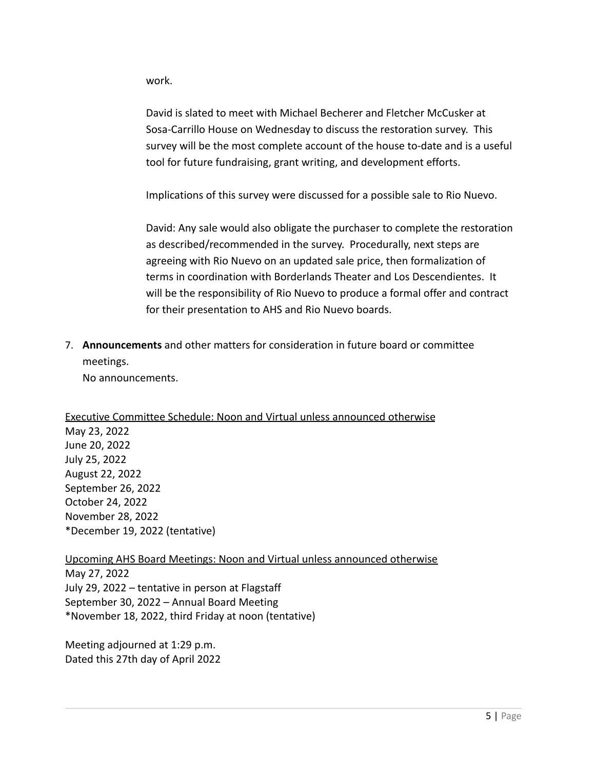work.

David is slated to meet with Michael Becherer and Fletcher McCusker at Sosa-Carrillo House on Wednesday to discuss the restoration survey. This survey will be the most complete account of the house to-date and is a useful tool for future fundraising, grant writing, and development efforts.

Implications of this survey were discussed for a possible sale to Rio Nuevo.

David: Any sale would also obligate the purchaser to complete the restoration as described/recommended in the survey. Procedurally, next steps are agreeing with Rio Nuevo on an updated sale price, then formalization of terms in coordination with Borderlands Theater and Los Descendientes. It will be the responsibility of Rio Nuevo to produce a formal offer and contract for their presentation to AHS and Rio Nuevo boards.

7. **Announcements** and other matters for consideration in future board or committee meetings.
   No announcements.

<u>Executive Committee Schedule: Noon and Virtual unless announced otherwise</u>
May 23, 2022
June 20, 2022
July 25, 2022
August 22, 2022
September 26, 2022
October 24, 2022
November 28, 2022
*December 19, 2022 (tentative)

<u>Upcoming AHS Board Meetings: Noon and Virtual unless announced otherwise</u>
May 27, 2022
July 29, 2022 – tentative in person at Flagstaff
September 30, 2022 – Annual Board Meeting
*November 18, 2022, third Friday at noon (tentative)

Meeting adjourned at 1:29 p.m.
Dated this 27th day of April 2022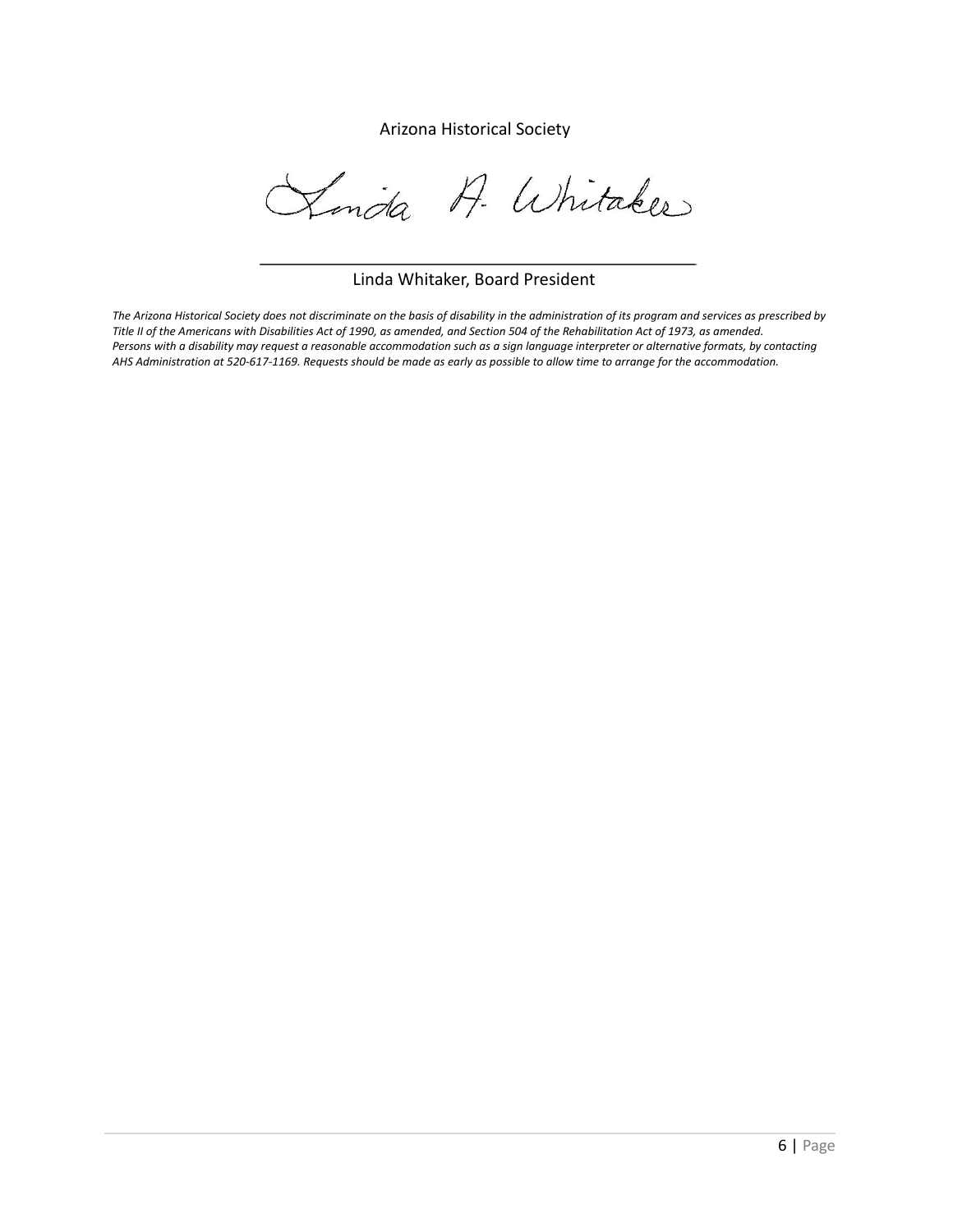Arizona Historical Society

Linda A. Whitaker

\_\_\_\_\_\_\_\_\_\_\_\_\_\_\_\_\_\_\_\_\_\_\_\_\_\_\_\_\_\_\_\_\_\_\_\_\_\_\_\_\_\_\_\_\_\_

Linda Whitaker, Board President

*The Arizona Historical Society does not discriminate on the basis of disability in the administration of its program and services as prescribed by Title II of the Americans with Disabilities Act of 1990, as amended, and Section 504 of the Rehabilitation Act of 1973, as amended. Persons with a disability may request a reasonable accommodation such as a sign language interpreter or alternative formats, by contacting AHS Administration at 520-617-1169. Requests should be made as early as possible to allow time to arrange for the accommodation.*